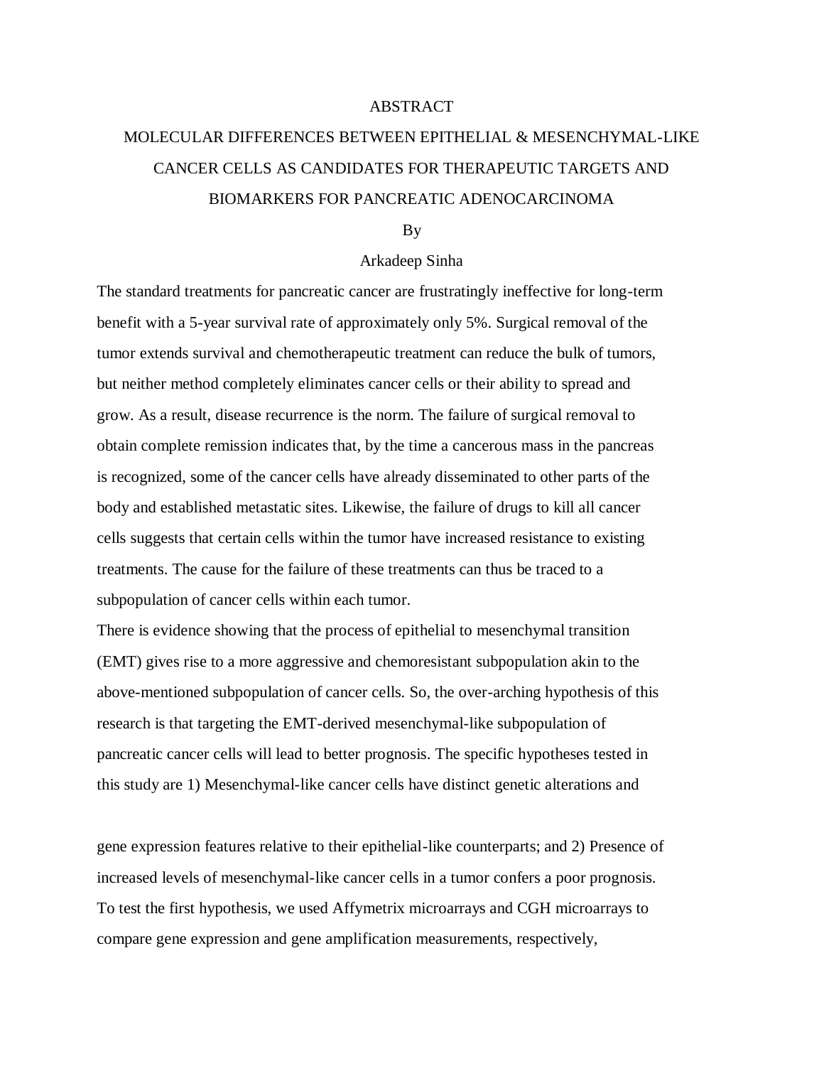# ABSTRACT

## MOLECULAR DIFFERENCES BETWEEN EPITHELIAL & MESENCHYMAL-LIKE CANCER CELLS AS CANDIDATES FOR THERAPEUTIC TARGETS AND BIOMARKERS FOR PANCREATIC ADENOCARCINOMA

By

Arkadeep Sinha

The standard treatments for pancreatic cancer are frustratingly ineffective for long-term benefit with a 5-year survival rate of approximately only 5%. Surgical removal of the tumor extends survival and chemotherapeutic treatment can reduce the bulk of tumors, but neither method completely eliminates cancer cells or their ability to spread and grow. As a result, disease recurrence is the norm. The failure of surgical removal to obtain complete remission indicates that, by the time a cancerous mass in the pancreas is recognized, some of the cancer cells have already disseminated to other parts of the body and established metastatic sites. Likewise, the failure of drugs to kill all cancer cells suggests that certain cells within the tumor have increased resistance to existing treatments. The cause for the failure of these treatments can thus be traced to a subpopulation of cancer cells within each tumor.

There is evidence showing that the process of epithelial to mesenchymal transition (EMT) gives rise to a more aggressive and chemoresistant subpopulation akin to the above-mentioned subpopulation of cancer cells. So, the over-arching hypothesis of this research is that targeting the EMT-derived mesenchymal-like subpopulation of pancreatic cancer cells will lead to better prognosis. The specific hypotheses tested in this study are 1) Mesenchymal-like cancer cells have distinct genetic alterations and gene expression features relative to their epithelial-like counterparts; and 2) Presence of increased levels of mesenchymal-like cancer cells in a tumor confers a poor prognosis. To test the first hypothesis, we used Affymetrix microarrays and CGH microarrays to compare gene expression and gene amplification measurements, respectively,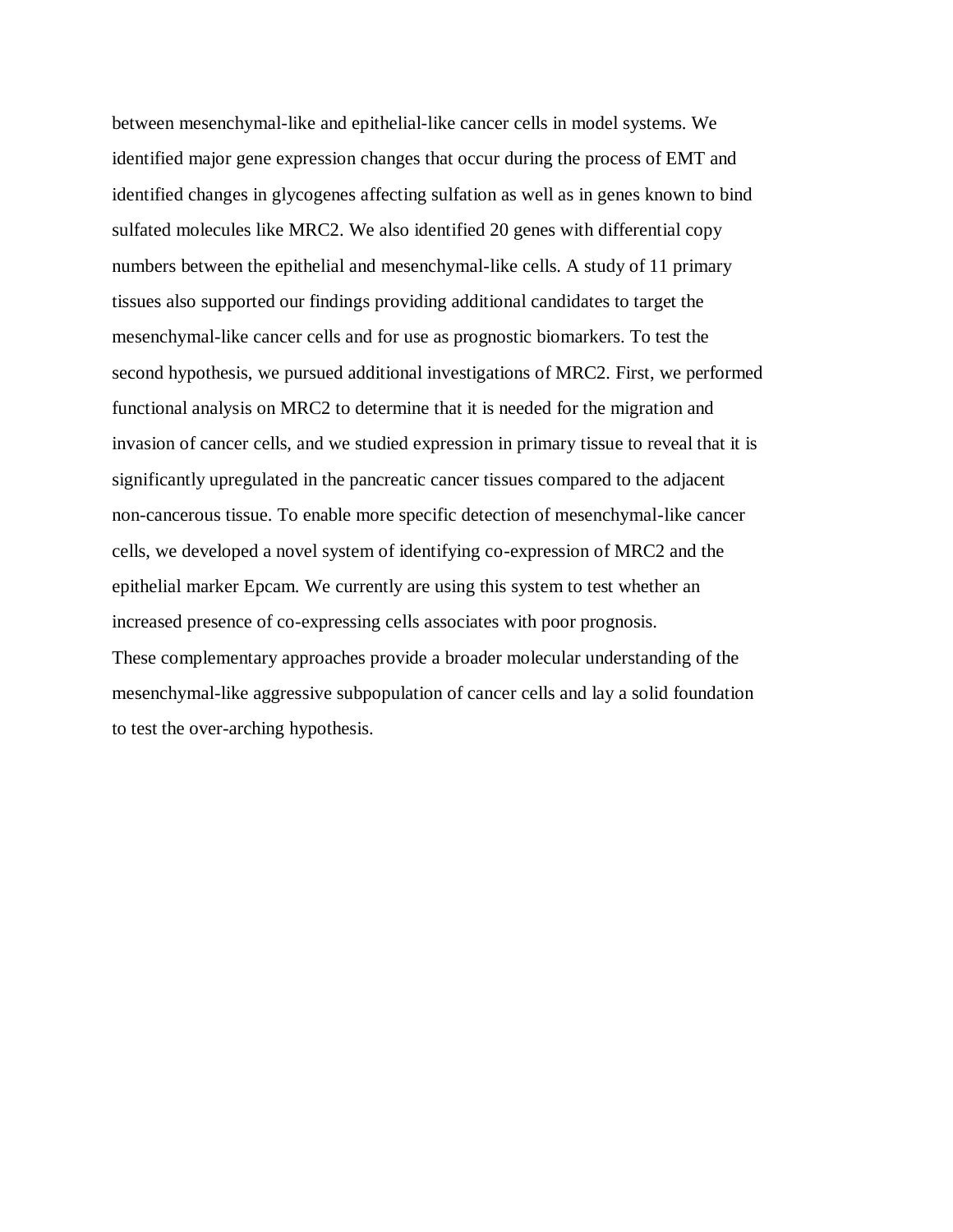between mesenchymal-like and epithelial-like cancer cells in model systems. We identified major gene expression changes that occur during the process of EMT and identified changes in glycogenes affecting sulfation as well as in genes known to bind sulfated molecules like MRC2. We also identified 20 genes with differential copy numbers between the epithelial and mesenchymal-like cells. A study of 11 primary tissues also supported our findings providing additional candidates to target the mesenchymal-like cancer cells and for use as prognostic biomarkers. To test the second hypothesis, we pursued additional investigations of MRC2. First, we performed functional analysis on MRC2 to determine that it is needed for the migration and invasion of cancer cells, and we studied expression in primary tissue to reveal that it is significantly upregulated in the pancreatic cancer tissues compared to the adjacent non-cancerous tissue. To enable more specific detection of mesenchymal-like cancer cells, we developed a novel system of identifying co-expression of MRC2 and the epithelial marker Epcam. We currently are using this system to test whether an increased presence of co-expressing cells associates with poor prognosis.

These complementary approaches provide a broader molecular understanding of the mesenchymal-like aggressive subpopulation of cancer cells and lay a solid foundation to test the over-arching hypothesis.